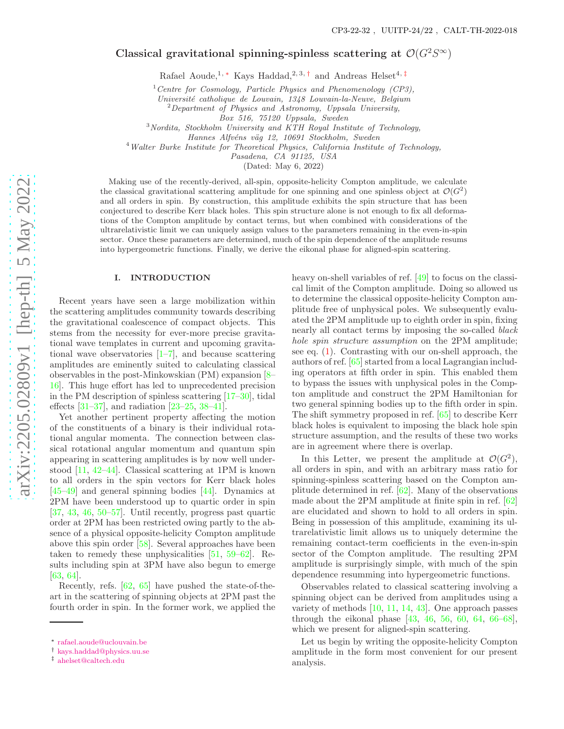CP3-22-32 , UUITP-24/22 , CALT-TH-2022-018

# Classical gravitational spinning-spinless scattering at $\mathcal{O}(G^2 S^\infty)$

Rafael Aoude,[1,*] Kays Haddad,[2,3,†] and Andreas Helset[4,‡]

[1] *Centre for Cosmology, Particle Physics and Phenomenology (CP3), Université catholique de Louvain, 1348 Louvain-la-Neuve, Belgium*
[2] *Department of Physics and Astronomy, Uppsala University, Box 516, 75120 Uppsala, Sweden*
[3] *Nordita, Stockholm University and KTH Royal Institute of Technology, Hannes Alfvéns väg 12, 10691 Stockholm, Sweden*
[4] *Walter Burke Institute for Theoretical Physics, California Institute of Technology, Pasadena, CA 91125, USA*

(Dated: May 6, 2022)

Making use of the recently-derived, all-spin, opposite-helicity Compton amplitude, we calculate the classical gravitational scattering amplitude for one spinning and one spinless object at $\mathcal{O}(G^2)$ and all orders in spin. By construction, this amplitude exhibits the spin structure that has been conjectured to describe Kerr black holes. This spin structure alone is not enough to fix all deformations of the Compton amplitude by contact terms, but when combined with considerations of the ultrarelativistic limit we can uniquely assign values to the parameters remaining in the even-in-spin sector. Once these parameters are determined, much of the spin dependence of the amplitude resums into hypergeometric functions. Finally, we derive the eikonal phase for aligned-spin scattering.

## I. INTRODUCTION

Recent years have seen a large mobilization within the scattering amplitudes community towards describing the gravitational coalescence of compact objects. This stems from the necessity for ever-more precise gravitational wave templates in current and upcoming gravitational wave observatories [1–7], and because scattering amplitudes are eminently suited to calculating classical observables in the post-Minkowskian (PM) expansion [8–16]. This huge effort has led to unprecedented precision in the PM description of spinless scattering [17–30], tidal effects [31–37], and radiation [23–25, 38–41].

Yet another pertinent property affecting the motion of the constituents of a binary is their individual rotational angular momenta. The connection between classical rotational angular momentum and quantum spin appearing in scattering amplitudes is by now well understood [11, 42–44]. Classical scattering at 1PM is known to all orders in the spin vectors for Kerr black holes [45–49] and general spinning bodies [44]. Dynamics at 2PM have been understood up to quartic order in spin [37, 43, 46, 50–57]. Until recently, progress past quartic order at 2PM has been restricted owing partly to the absence of a physical opposite-helicity Compton amplitude above this spin order [58]. Several approaches have been taken to remedy these unphysicalities [51, 59–62]. Results including spin at 3PM have also begun to emerge [63, 64].

Recently, refs. [62, 65] have pushed the state-of-the-art in the scattering of spinning objects at 2PM past the fourth order in spin. In the former work, we applied the heavy on-shell variables of ref. [49] to focus on the classical limit of the Compton amplitude. Doing so allowed us to determine the classical opposite-helicity Compton amplitude free of unphysical poles. We subsequently evaluated the 2PM amplitude up to eighth order in spin, fixing nearly all contact terms by imposing the so-called *black hole spin structure assumption* on the 2PM amplitude; see eq. (1). Contrasting with our on-shell approach, the authors of ref. [65] started from a local Lagrangian including operators at fifth order in spin. This enabled them to bypass the issues with unphysical poles in the Compton amplitude and construct the 2PM Hamiltonian for two general spinning bodies up to the fifth order in spin. The shift symmetry proposed in ref. [65] to describe Kerr black holes is equivalent to imposing the black hole spin structure assumption, and the results of these two works are in agreement where there is overlap.

In this Letter, we present the amplitude at $\mathcal{O}(G^2)$, all orders in spin, and with an arbitrary mass ratio for spinning-spinless scattering based on the Compton amplitude determined in ref. [62]. Many of the observations made about the 2PM amplitude at finite spin in ref. [62] are elucidated and shown to hold to all orders in spin. Being in possession of this amplitude, examining its ultrarelativistic limit allows us to uniquely determine the remaining contact-term coefficients in the even-in-spin sector of the Compton amplitude. The resulting 2PM amplitude is surprisingly simple, with much of the spin dependence resumming into hypergeometric functions.

Observables related to classical scattering involving a spinning object can be derived from amplitudes using a variety of methods [10, 11, 14, 43]. One approach passes through the eikonal phase [43, 46, 56, 60, 64, 66–68], which we present for aligned-spin scattering.

Let us begin by writing the opposite-helicity Compton amplitude in the form most convenient for our present analysis.

---

* rafael.aoude@uclouvain.be
† kays.haddad@physics.uu.se
‡ ahelset@caltech.edu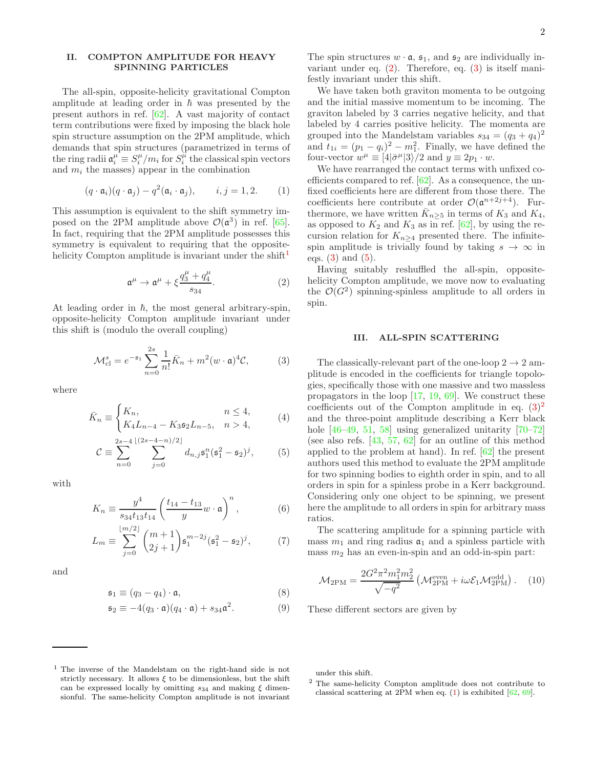## II. COMPTON AMPLITUDE FOR HEAVY SPINNING PARTICLES

The all-spin, opposite-helicity gravitational Compton amplitude at leading order in $\hbar$ was presented by the present authors in ref. [62]. A vast majority of contact term contributions were fixed by imposing the black hole spin structure assumption on the 2PM amplitude, which demands that spin structures (parametrized in terms of the ring radii $\mathfrak{a}_i^\mu \equiv S_i^\mu/m_i$ for $S_i^\mu$ the classical spin vectors and $m_i$ the masses) appear in the combination

$$(q\cdot\mathfrak{a}_i)(q\cdot\mathfrak{a}_j) - q^2(\mathfrak{a}_i\cdot\mathfrak{a}_j), \qquad i,j=1,2. \tag{1}$$

This assumption is equivalent to the shift symmetry imposed on the 2PM amplitude above $\mathcal{O}(\mathfrak{a}^3)$ in ref. [65]. In fact, requiring that the 2PM amplitude possesses this symmetry is equivalent to requiring that the opposite-helicity Compton amplitude is invariant under the shift[1]

$$\mathfrak{a}^\mu \to \mathfrak{a}^\mu + \xi\frac{q_3^\mu + q_4^\mu}{s_{34}}. \tag{2}$$

At leading order in $\hbar$, the most general arbitrary-spin, opposite-helicity Compton amplitude invariant under this shift is (modulo the overall coupling)

$$\mathcal{M}^s_{\text{cl}} = e^{-\mathfrak{s}_1}\sum_{n=0}^{2s}\frac{1}{n!}\bar{K}_n + m^2(w\cdot\mathfrak{a})^4\mathcal{C}, \tag{3}$$

where

$$\bar{K}_n \equiv \begin{cases} K_n, & n\leq 4, \\ K_4 L_{n-4} - K_3\mathfrak{s}_2 L_{n-5}, & n>4, \end{cases} \tag{4}$$

$$\mathcal{C} \equiv \sum_{n=0}^{2s-4}\sum_{j=0}^{\lfloor (2s-4-n)/2\rfloor} d_{n,j}\mathfrak{s}_1^n(\mathfrak{s}_1^2-\mathfrak{s}_2)^j, \tag{5}$$

with

$$K_n \equiv \frac{y^4}{s_{34}t_{13}t_{14}}\left(\frac{t_{14}-t_{13}}{y}w\cdot\mathfrak{a}\right)^n, \tag{6}$$

$$L_m \equiv \sum_{j=0}^{\lfloor m/2\rfloor}\binom{m+1}{2j+1}\mathfrak{s}_1^{m-2j}(\mathfrak{s}_1^2-\mathfrak{s}_2)^j, \tag{7}$$

and

$$\mathfrak{s}_1 \equiv (q_3-q_4)\cdot\mathfrak{a}, \tag{8}$$

$$\mathfrak{s}_2 \equiv -4(q_3\cdot\mathfrak{a})(q_4\cdot\mathfrak{a}) + s_{34}\mathfrak{a}^2. \tag{9}$$

The spin structures $w\cdot\mathfrak{a}$, $\mathfrak{s}_1$, and $\mathfrak{s}_2$ are individually invariant under eq. (2). Therefore, eq. (3) is itself manifestly invariant under this shift.

We have taken both graviton momenta to be outgoing and the initial massive momentum to be incoming. The graviton labeled by 3 carries negative helicity, and that labeled by 4 carries positive helicity. The momenta are grouped into the Mandelstam variables $s_{34} = (q_3+q_4)^2$ and $t_{1i} = (p_1-q_i)^2 - m_1^2$. Finally, we have defined the four-vector $w^\mu \equiv [4|\bar{\sigma}^\mu|3\rangle/2$ and $y \equiv 2p_1\cdot w$.

We have rearranged the contact terms with unfixed coefficients compared to ref. [62]. As a consequence, the unfixed coefficients here are different from those there. The coefficients here contribute at order $\mathcal{O}(\mathfrak{a}^{n+2j+4})$. Furthermore, we have written $\bar{K}_{n\geq 5}$ in terms of $K_3$ and $K_4$, as opposed to $K_2$ and $K_3$ as in ref. [62], by using the recursion relation for $K_{n\geq 4}$ presented there. The infinite-spin amplitude is trivially found by taking $s\to\infty$ in eqs. (3) and (5).

Having suitably reshuffled the all-spin, opposite-helicity Compton amplitude, we move now to evaluating the $\mathcal{O}(G^2)$ spinning-spinless amplitude to all orders in spin.

## III. ALL-SPIN SCATTERING

The classically-relevant part of the one-loop $2\to 2$ amplitude is encoded in the coefficients for triangle topologies, specifically those with one massive and two massless propagators in the loop [17, 19, 69]. We construct these coefficients out of the Compton amplitude in eq. (3)[2] and the three-point amplitude describing a Kerr black hole [46–49, 51, 58] using generalized unitarity [70–72] (see also refs. [43, 57, 62] for an outline of this method applied to the problem at hand). In ref. [62] the present authors used this method to evaluate the 2PM amplitude for two spinning bodies to eighth order in spin, and to all orders in spin for a spinless probe in a Kerr background. Considering only one object to be spinning, we present here the amplitude to all orders in spin for arbitrary mass ratios.

The scattering amplitude for a spinning particle with mass $m_1$ and ring radius $\mathfrak{a}_1$ and a spinless particle with mass $m_2$ has an even-in-spin and an odd-in-spin part:

$$\mathcal{M}_{\text{2PM}} = \frac{2G^2\pi^2 m_1^2 m_2^2}{\sqrt{-q^2}}\left(\mathcal{M}^{\text{even}}_{\text{2PM}} + i\omega\mathcal{E}_1\mathcal{M}^{\text{odd}}_{\text{2PM}}\right). \tag{10}$$

These different sectors are given by

---

[1] The inverse of the Mandelstam on the right-hand side is not strictly necessary. It allows $\xi$ to be dimensionless, but the shift can be expressed locally by omitting $s_{34}$ and making $\xi$ dimensionful. The same-helicity Compton amplitude is not invariant under this shift.

[2] The same-helicity Compton amplitude does not contribute to classical scattering at 2PM when eq. (1) is exhibited [62, 69].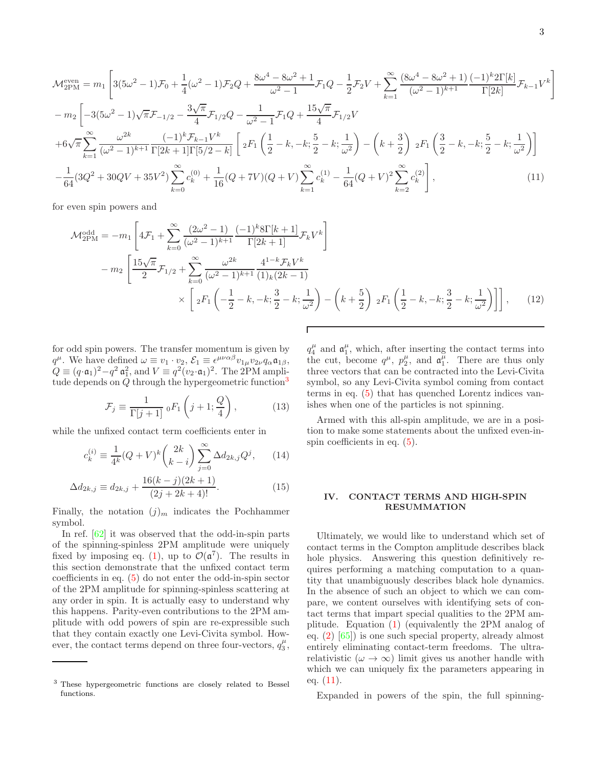$$
\begin{aligned}
\mathcal{M}^{\text{even}}_{\text{2PM}} = m_1 \Bigg[ & 3(5\omega^2-1)\mathcal{F}_0 + \frac{1}{4}(\omega^2-1)\mathcal{F}_2 Q + \frac{8\omega^4-8\omega^2+1}{\omega^2-1}\mathcal{F}_1 Q - \frac{1}{2}\mathcal{F}_2 V + \sum_{k=1}^{\infty} \frac{(8\omega^4-8\omega^2+1)}{(\omega^2-1)^{k+1}} \frac{(-1)^k 2\Gamma[k]}{\Gamma[2k]} \mathcal{F}_{k-1} V^k \Bigg] \\
- m_2 \Bigg[ & -3(5\omega^2-1)\sqrt{\pi}\mathcal{F}_{-1/2} - \frac{3\sqrt{\pi}}{4}\mathcal{F}_{1/2} Q - \frac{1}{\omega^2-1}\mathcal{F}_1 Q + \frac{15\sqrt{\pi}}{4}\mathcal{F}_{1/2} V \\
& + 6\sqrt{\pi}\sum_{k=1}^{\infty} \frac{\omega^{2k}}{(\omega^2-1)^{k+1}} \frac{(-1)^k \mathcal{F}_{k-1} V^k}{\Gamma[2k+1]\Gamma[5/2-k]} \left[ {}_2F_1\left(\frac{1}{2}-k,-k;\frac{5}{2}-k;\frac{1}{\omega^2}\right) - \left(k+\frac{3}{2}\right) {}_2F_1\left(\frac{3}{2}-k,-k;\frac{5}{2}-k;\frac{1}{\omega^2}\right)\right] \\
& - \frac{1}{64}(3Q^2+30QV+35V^2)\sum_{k=0}^{\infty} c_k^{(0)} + \frac{1}{16}(Q+7V)(Q+V)\sum_{k=1}^{\infty} c_k^{(1)} - \frac{1}{64}(Q+V)^2\sum_{k=2}^{\infty} c_k^{(2)} \Bigg], \qquad (11)
\end{aligned}
$$

for even spin powers and

$$
\begin{aligned}
\mathcal{M}^{\text{odd}}_{\text{2PM}} = -m_1 \Bigg[ & 4\mathcal{F}_1 + \sum_{k=0}^{\infty} \frac{(2\omega^2-1)}{(\omega^2-1)^{k+1}} \frac{(-1)^k 8\Gamma[k+1]}{\Gamma[2k+1]} \mathcal{F}_k V^k \Bigg] \\
- m_2 \Bigg[ & \frac{15\sqrt{\pi}}{2}\mathcal{F}_{1/2} + \sum_{k=0}^{\infty} \frac{\omega^{2k}}{(\omega^2-1)^{k+1}} \frac{4^{1-k}\mathcal{F}_k V^k}{(1)_k(2k-1)} \\
& \times \left[ {}_2F_1\left(-\frac{1}{2}-k,-k;\frac{3}{2}-k;\frac{1}{\omega^2}\right) - \left(k+\frac{5}{2}\right) {}_2F_1\left(\frac{1}{2}-k,-k;\frac{3}{2}-k;\frac{1}{\omega^2}\right)\right]\Bigg], \qquad (12)
\end{aligned}
$$

for odd spin powers. The transfer momentum is given by $q^\mu$. We have defined $\omega \equiv v_1 \cdot v_2$, $\mathcal{E}_1 \equiv \epsilon^{\mu\nu\alpha\beta} v_{1\mu} v_{2\nu} q_\alpha \mathfrak{a}_{1\beta}$, $Q \equiv (q\cdot\mathfrak{a}_1)^2 - q^2\,\mathfrak{a}_1^2$, and $V \equiv q^2(v_2\cdot\mathfrak{a}_1)^2$. The 2PM amplitude depends on $Q$ through the hypergeometric function[3]

$$
\mathcal{F}_j \equiv \frac{1}{\Gamma[j+1]}\,{}_0F_1\left(j+1;\frac{Q}{4}\right), \qquad (13)
$$

while the unfixed contact term coefficients enter in

$$
c_k^{(i)} \equiv \frac{1}{4^k}(Q+V)^k \binom{2k}{k-i} \sum_{j=0}^{\infty} \Delta d_{2k,j} Q^j, \qquad (14)
$$

$$
\Delta d_{2k,j} \equiv d_{2k,j} + \frac{16(k-j)(2k+1)}{(2j+2k+4)!}. \qquad (15)
$$

Finally, the notation $(j)_m$ indicates the Pochhammer symbol.

In ref. [62] it was observed that the odd-in-spin parts of the spinning-spinless 2PM amplitude were uniquely fixed by imposing eq. (1), up to $\mathcal{O}(\mathfrak{a}^7)$. The results in this section demonstrate that the unfixed contact term coefficients in eq. (5) do not enter the odd-in-spin sector of the 2PM amplitude for spinning-spinless scattering at any order in spin. It is actually easy to understand why this happens. Parity-even contributions to the 2PM amplitude with odd powers of spin are re-expressible such that they contain exactly one Levi-Civita symbol. However, the contact terms depend on three four-vectors, $q_3^\mu$, $q_4^\mu$ and $\mathfrak{a}_1^\mu$, which, after inserting the contact terms into the cut, become $q^\mu$, $p_2^\mu$, and $\mathfrak{a}_1^\mu$. There are thus only three vectors that can be contracted into the Levi-Civita symbol, so any Levi-Civita symbol coming from contact terms in eq. (5) that has quenched Lorentz indices vanishes when one of the particles is not spinning.

Armed with this all-spin amplitude, we are in a position to make some statements about the unfixed even-in-spin coefficients in eq. (5).

## IV. CONTACT TERMS AND HIGH-SPIN RESUMMATION

Ultimately, we would like to understand which set of contact terms in the Compton amplitude describes black hole physics. Answering this question definitively requires performing a matching computation to a quantity that unambiguously describes black hole dynamics. In the absence of such an object to which we can compare, we content ourselves with identifying sets of contact terms that impart special qualities to the 2PM amplitude. Equation (1) (equivalently the 2PM analog of eq. (2) [65]) is one such special property, already almost entirely eliminating contact-term freedoms. The ultra-relativistic ($\omega \to \infty$) limit gives us another handle with which we can uniquely fix the parameters appearing in eq. (11).

Expanded in powers of the spin, the full spinning-

[3] These hypergeometric functions are closely related to Bessel functions.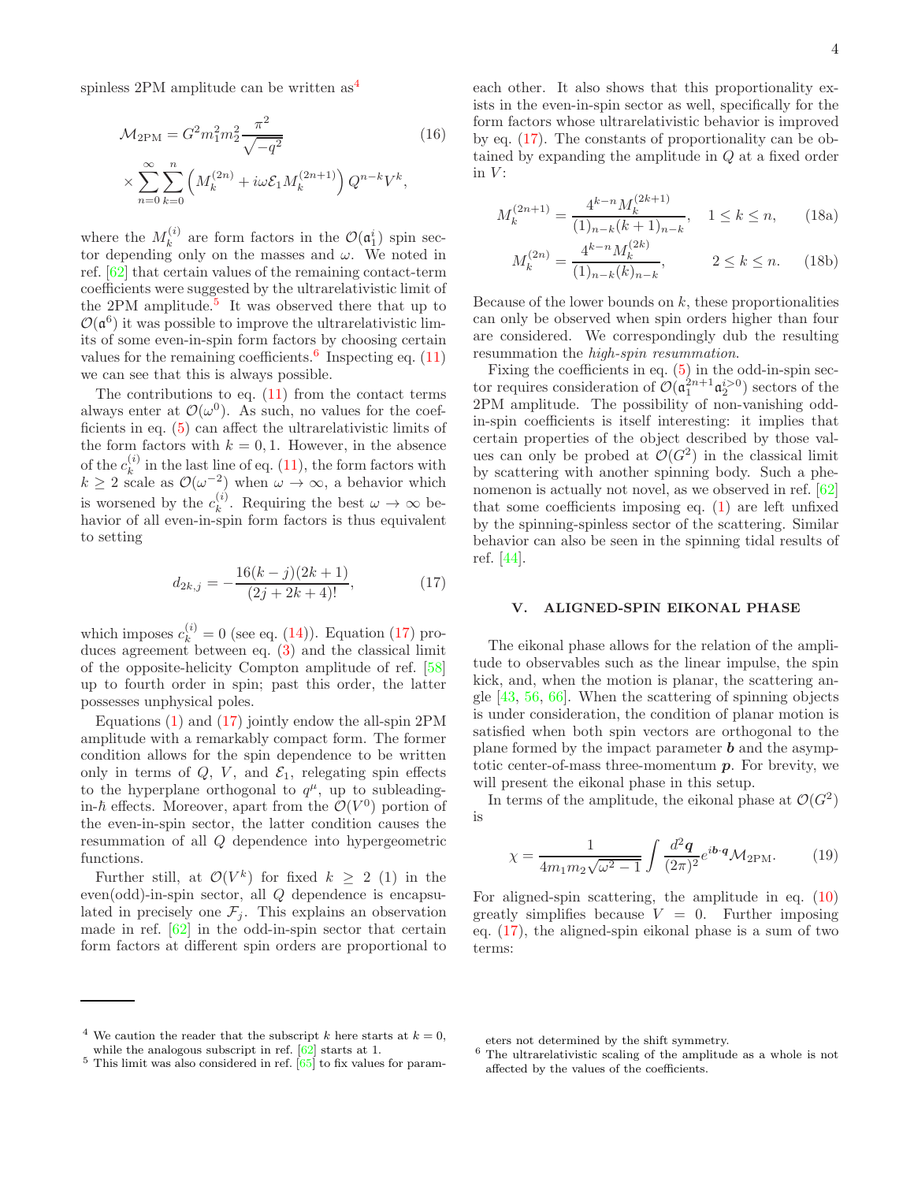spinless 2PM amplitude can be written as[4]

$$
\mathcal{M}_{\rm 2PM} = G^2 m_1^2 m_2^2 \frac{\pi^2}{\sqrt{-q^2}} \times \sum_{n=0}^{\infty}\sum_{k=0}^{n}\left(M_k^{(2n)} + i\omega\mathcal{E}_1 M_k^{(2n+1)}\right) Q^{n-k} V^k, \tag{16}
$$

where the $M_k^{(i)}$ are form factors in the $\mathcal{O}(\mathfrak{a}_1^i)$ spin sector depending only on the masses and $\omega$. We noted in ref. [62] that certain values of the remaining contact-term coefficients were suggested by the ultrarelativistic limit of the 2PM amplitude.[5] It was observed there that up to $\mathcal{O}(\mathfrak{a}^6)$ it was possible to improve the ultrarelativistic limits of some even-in-spin form factors by choosing certain values for the remaining coefficients.[6] Inspecting eq. (11) we can see that this is always possible.

The contributions to eq. (11) from the contact terms always enter at $\mathcal{O}(\omega^0)$. As such, no values for the coefficients in eq. (5) can affect the ultrarelativistic limits of the form factors with $k = 0, 1$. However, in the absence of the $c_k^{(i)}$ in the last line of eq. (11), the form factors with $k \geq 2$ scale as $\mathcal{O}(\omega^{-2})$ when $\omega \to \infty$, a behavior which is worsened by the $c_k^{(i)}$. Requiring the best $\omega \to \infty$ behavior of all even-in-spin form factors is thus equivalent to setting

$$
d_{2k,j} = -\frac{16(k-j)(2k+1)}{(2j+2k+4)!}, \tag{17}
$$

which imposes $c_k^{(i)} = 0$ (see eq. (14)). Equation (17) produces agreement between eq. (3) and the classical limit of the opposite-helicity Compton amplitude of ref. [58] up to fourth order in spin; past this order, the latter possesses unphysical poles.

Equations (1) and (17) jointly endow the all-spin 2PM amplitude with a remarkably compact form. The former condition allows for the spin dependence to be written only in terms of $Q$, $V$, and $\mathcal{E}_1$, relegating spin effects to the hyperplane orthogonal to $q^\mu$, up to subleading-in-$\hbar$ effects. Moreover, apart from the $\mathcal{O}(V^0)$ portion of the even-in-spin sector, the latter condition causes the resummation of all $Q$ dependence into hypergeometric functions.

Further still, at $\mathcal{O}(V^k)$ for fixed $k \geq 2$ (1) in the even(odd)-in-spin sector, all $Q$ dependence is encapsulated in precisely one $\mathcal{F}_j$. This explains an observation made in ref. [62] in the odd-in-spin sector that certain form factors at different spin orders are proportional to each other. It also shows that this proportionality exists in the even-in-spin sector as well, specifically for the form factors whose ultrarelativistic behavior is improved by eq. (17). The constants of proportionality can be obtained by expanding the amplitude in $Q$ at a fixed order in $V$:

$$
M_k^{(2n+1)} = \frac{4^{k-n} M_k^{(2k+1)}}{(1)_{n-k}(k+1)_{n-k}}, \quad 1 \leq k \leq n, \tag{18a}
$$

$$
M_k^{(2n)} = \frac{4^{k-n} M_k^{(2k)}}{(1)_{n-k}(k)_{n-k}}, \qquad 2 \leq k \leq n. \tag{18b}
$$

Because of the lower bounds on $k$, these proportionalities can only be observed when spin orders higher than four are considered. We correspondingly dub the resulting resummation the *high-spin resummation*.

Fixing the coefficients in eq. (5) in the odd-in-spin sector requires consideration of $\mathcal{O}(\mathfrak{a}_1^{2n+1}\mathfrak{a}_2^{i>0})$ sectors of the 2PM amplitude. The possibility of non-vanishing odd-in-spin coefficients is itself interesting: it implies that certain properties of the object described by those values can only be probed at $\mathcal{O}(G^2)$ in the classical limit by scattering with another spinning body. Such a phenomenon is actually not novel, as we observed in ref. [62] that some coefficients imposing eq. (1) are left unfixed by the spinning-spinless sector of the scattering. Similar behavior can also be seen in the spinning tidal results of ref. [44].

## V. ALIGNED-SPIN EIKONAL PHASE

The eikonal phase allows for the relation of the amplitude to observables such as the linear impulse, the spin kick, and, when the motion is planar, the scattering angle [43, 56, 66]. When the scattering of spinning objects is under consideration, the condition of planar motion is satisfied when both spin vectors are orthogonal to the plane formed by the impact parameter $\boldsymbol{b}$ and the asymptotic center-of-mass three-momentum $\boldsymbol{p}$. For brevity, we will present the eikonal phase in this setup.

In terms of the amplitude, the eikonal phase at $\mathcal{O}(G^2)$ is

$$
\chi = \frac{1}{4m_1 m_2\sqrt{\omega^2-1}}\int \frac{d^2\boldsymbol{q}}{(2\pi)^2} e^{i\boldsymbol{b}\cdot\boldsymbol{q}} \mathcal{M}_{\rm 2PM}. \tag{19}
$$

For aligned-spin scattering, the amplitude in eq. (10) greatly simplifies because $V = 0$. Further imposing eq. (17), the aligned-spin eikonal phase is a sum of two terms:

---

[4] We caution the reader that the subscript $k$ here starts at $k = 0$, while the analogous subscript in ref. [62] starts at 1.

[5] This limit was also considered in ref. [65] to fix values for parameters not determined by the shift symmetry.

[6] The ultrarelativistic scaling of the amplitude as a whole is not affected by the values of the coefficients.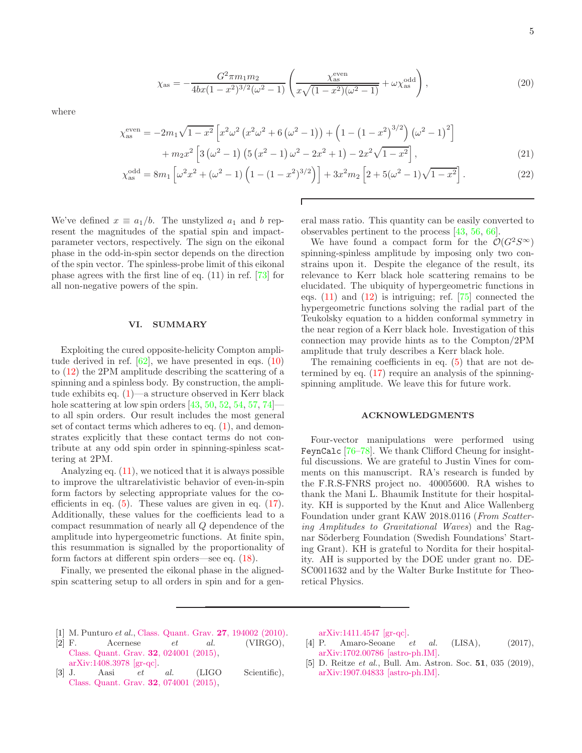$$\chi_{\rm as} = -\frac{G^2 \pi m_1 m_2}{4bx(1-x^2)^{3/2}(\omega^2-1)}\left(\frac{\chi_{\rm as}^{\rm even}}{x\sqrt{(1-x^2)(\omega^2-1)}} + \omega \chi_{\rm as}^{\rm odd}\right), \tag{20}$$

where

$$\chi_{\rm as}^{\rm even} = -2m_1\sqrt{1-x^2}\left[x^2\omega^2\left(x^2\omega^2+6\left(\omega^2-1\right)\right)+\left(1-\left(1-x^2\right)^{3/2}\right)\left(\omega^2-1\right)^2\right]$$
$$+ m_2 x^2\left[3\left(\omega^2-1\right)\left(5\left(x^2-1\right)\omega^2-2x^2+1\right)-2x^2\sqrt{1-x^2}\right], \tag{21}$$

$$\chi_{\rm as}^{\rm odd} = 8m_1\left[\omega^2x^2+\left(\omega^2-1\right)\left(1-(1-x^2)^{3/2}\right)\right]+3x^2m_2\left[2+5(\omega^2-1)\sqrt{1-x^2}\right]. \tag{22}$$

We've defined $x \equiv a_1/b$. The unstylized $a_1$ and $b$ represent the magnitudes of the spatial spin and impact-parameter vectors, respectively. The sign on the eikonal phase in the odd-in-spin sector depends on the direction of the spin vector. The spinless-probe limit of this eikonal phase agrees with the first line of eq. (11) in ref. [73] for all non-negative powers of the spin.

## VI. SUMMARY

Exploiting the cured opposite-helicity Compton amplitude derived in ref. [62], we have presented in eqs. (10) to (12) the 2PM amplitude describing the scattering of a spinning and a spinless body. By construction, the amplitude exhibits eq. (1)—a structure observed in Kerr black hole scattering at low spin orders [43, 50, 52, 54, 57, 74]—to all spin orders. Our result includes the most general set of contact terms which adheres to eq. (1), and demonstrates explicitly that these contact terms do not contribute at any odd spin order in spinning-spinless scattering at 2PM.

Analyzing eq. (11), we noticed that it is always possible to improve the ultrarelativistic behavior of even-in-spin form factors by selecting appropriate values for the coefficients in eq. (5). These values are given in eq. (17). Additionally, these values for the coefficients lead to a compact resummation of nearly all $Q$ dependence of the amplitude into hypergeometric functions. At finite spin, this resummation is signalled by the proportionality of form factors at different spin orders—see eq. (18).

Finally, we presented the eikonal phase in the aligned-spin scattering setup to all orders in spin and for a general mass ratio. This quantity can be easily converted to observables pertinent to the process [43, 56, 66].

We have found a compact form for the $\mathcal{O}(G^2S^\infty)$ spinning-spinless amplitude by imposing only two constrains upon it. Despite the elegance of the result, its relevance to Kerr black hole scattering remains to be elucidated. The ubiquity of hypergeometric functions in eqs. (11) and (12) is intriguing; ref. [75] connected the hypergeometric functions solving the radial part of the Teukolsky equation to a hidden conformal symmetry in the near region of a Kerr black hole. Investigation of this connection may provide hints as to the Compton/2PM amplitude that truly describes a Kerr black hole.

The remaining coefficients in eq. (5) that are not determined by eq. (17) require an analysis of the spinning-spinning amplitude. We leave this for future work.

## ACKNOWLEDGMENTS

Four-vector manipulations were performed using `FeynCalc` [76–78]. We thank Clifford Cheung for insightful discussions. We are grateful to Justin Vines for comments on this manuscript. RA's research is funded by the F.R.S-FNRS project no. 40005600. RA wishes to thank the Mani L. Bhaumik Institute for their hospitality. KH is supported by the Knut and Alice Wallenberg Foundation under grant KAW 2018.0116 (*From Scattering Amplitudes to Gravitational Waves*) and the Ragnar Söderberg Foundation (Swedish Foundations' Starting Grant). KH is grateful to Nordita for their hospitality. AH is supported by the DOE under grant no. DE-SC0011632 and by the Walter Burke Institute for Theoretical Physics.

---

[1] M. Punturo *et al.*, Class. Quant. Grav. **27**, 194002 (2010).

[2] F. Acernese *et al.* (VIRGO), Class. Quant. Grav. **32**, 024001 (2015), arXiv:1408.3978 [gr-qc].

[3] J. Aasi *et al.* (LIGO Scientific), Class. Quant. Grav. **32**, 074001 (2015), arXiv:1411.4547 [gr-qc].

[4] P. Amaro-Seoane *et al.* (LISA), (2017), arXiv:1702.00786 [astro-ph.IM].

[5] D. Reitze *et al.*, Bull. Am. Astron. Soc. **51**, 035 (2019), arXiv:1907.04833 [astro-ph.IM].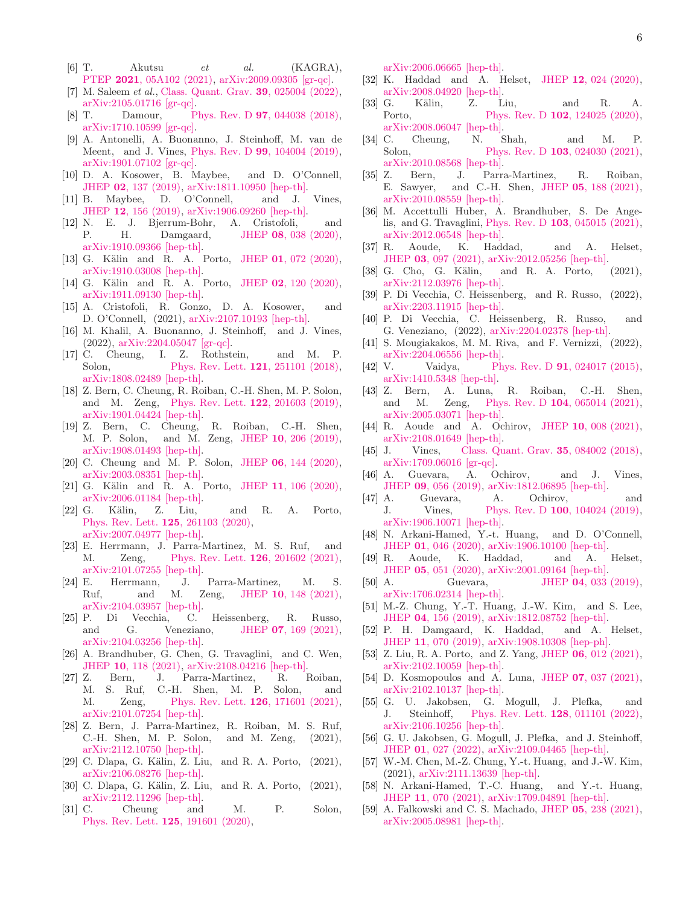[6] T. Akutsu *et al.* (KAGRA), PTEP **2021**, 05A102 (2021), arXiv:2009.09305 [gr-qc].

[7] M. Saleem *et al.*, Class. Quant. Grav. **39**, 025004 (2022), arXiv:2105.01716 [gr-qc].

[8] T. Damour, Phys. Rev. D **97**, 044038 (2018), arXiv:1710.10599 [gr-qc].

[9] A. Antonelli, A. Buonanno, J. Steinhoff, M. van de Meent, and J. Vines, Phys. Rev. D **99**, 104004 (2019), arXiv:1901.07102 [gr-qc].

[10] D. A. Kosower, B. Maybee, and D. O'Connell, JHEP **02**, 137 (2019), arXiv:1811.10950 [hep-th].

[11] B. Maybee, D. O'Connell, and J. Vines, JHEP **12**, 156 (2019), arXiv:1906.09260 [hep-th].

[12] N. E. J. Bjerrum-Bohr, A. Cristofoli, and P. H. Damgaard, JHEP **08**, 038 (2020), arXiv:1910.09366 [hep-th].

[13] G. Kälin and R. A. Porto, JHEP **01**, 072 (2020), arXiv:1910.03008 [hep-th].

[14] G. Kälin and R. A. Porto, JHEP **02**, 120 (2020), arXiv:1911.09130 [hep-th].

[15] A. Cristofoli, R. Gonzo, D. A. Kosower, and D. O'Connell, (2021), arXiv:2107.10193 [hep-th].

[16] M. Khalil, A. Buonanno, J. Steinhoff, and J. Vines, (2022), arXiv:2204.05047 [gr-qc].

[17] C. Cheung, I. Z. Rothstein, and M. P. Solon, Phys. Rev. Lett. **121**, 251101 (2018), arXiv:1808.02489 [hep-th].

[18] Z. Bern, C. Cheung, R. Roiban, C.-H. Shen, M. P. Solon, and M. Zeng, Phys. Rev. Lett. **122**, 201603 (2019), arXiv:1901.04424 [hep-th].

[19] Z. Bern, C. Cheung, R. Roiban, C.-H. Shen, M. P. Solon, and M. Zeng, JHEP **10**, 206 (2019), arXiv:1908.01493 [hep-th].

[20] C. Cheung and M. P. Solon, JHEP **06**, 144 (2020), arXiv:2003.08351 [hep-th].

[21] G. Kälin and R. A. Porto, JHEP **11**, 106 (2020), arXiv:2006.01184 [hep-th].

[22] G. Kälin, Z. Liu, and R. A. Porto, Phys. Rev. Lett. **125**, 261103 (2020), arXiv:2007.04977 [hep-th].

[23] E. Herrmann, J. Parra-Martinez, M. S. Ruf, and M. Zeng, Phys. Rev. Lett. **126**, 201602 (2021), arXiv:2101.07255 [hep-th].

[24] E. Herrmann, J. Parra-Martinez, M. S. Ruf, and M. Zeng, JHEP **10**, 148 (2021), arXiv:2104.03957 [hep-th].

[25] P. Di Vecchia, C. Heissenberg, R. Russo, and G. Veneziano, JHEP **07**, 169 (2021), arXiv:2104.03256 [hep-th].

[26] A. Brandhuber, G. Chen, G. Travaglini, and C. Wen, JHEP **10**, 118 (2021), arXiv:2108.04216 [hep-th].

[27] Z. Bern, J. Parra-Martinez, R. Roiban, M. S. Ruf, C.-H. Shen, M. P. Solon, and M. Zeng, Phys. Rev. Lett. **126**, 171601 (2021), arXiv:2101.07254 [hep-th].

[28] Z. Bern, J. Parra-Martinez, R. Roiban, M. S. Ruf, C.-H. Shen, M. P. Solon, and M. Zeng, (2021), arXiv:2112.10750 [hep-th].

[29] C. Dlapa, G. Kälin, Z. Liu, and R. A. Porto, (2021), arXiv:2106.08276 [hep-th].

[30] C. Dlapa, G. Kälin, Z. Liu, and R. A. Porto, (2021), arXiv:2112.11296 [hep-th].

[31] C. Cheung and M. P. Solon, Phys. Rev. Lett. **125**, 191601 (2020), arXiv:2006.06665 [hep-th].

[32] K. Haddad and A. Helset, JHEP **12**, 024 (2020), arXiv:2008.04920 [hep-th].

[33] G. Kälin, Z. Liu, and R. A. Porto, Phys. Rev. D **102**, 124025 (2020), arXiv:2008.06047 [hep-th].

[34] C. Cheung, N. Shah, and M. P. Solon, Phys. Rev. D **103**, 024030 (2021), arXiv:2010.08568 [hep-th].

[35] Z. Bern, J. Parra-Martinez, R. Roiban, E. Sawyer, and C.-H. Shen, JHEP **05**, 188 (2021), arXiv:2010.08559 [hep-th].

[36] M. Accettulli Huber, A. Brandhuber, S. De Angelis, and G. Travaglini, Phys. Rev. D **103**, 045015 (2021), arXiv:2012.06548 [hep-th].

[37] R. Aoude, K. Haddad, and A. Helset, JHEP **03**, 097 (2021), arXiv:2012.05256 [hep-th].

[38] G. Cho, G. Kälin, and R. A. Porto, (2021), arXiv:2112.03976 [hep-th].

[39] P. Di Vecchia, C. Heissenberg, and R. Russo, (2022), arXiv:2203.11915 [hep-th].

[40] P. Di Vecchia, C. Heissenberg, R. Russo, and G. Veneziano, (2022), arXiv:2204.02378 [hep-th].

[41] S. Mougiakakos, M. M. Riva, and F. Vernizzi, (2022), arXiv:2204.06556 [hep-th].

[42] V. Vaidya, Phys. Rev. D **91**, 024017 (2015), arXiv:1410.5348 [hep-th].

[43] Z. Bern, A. Luna, R. Roiban, C.-H. Shen, and M. Zeng, Phys. Rev. D **104**, 065014 (2021), arXiv:2005.03071 [hep-th].

[44] R. Aoude and A. Ochirov, JHEP **10**, 008 (2021), arXiv:2108.01649 [hep-th].

[45] J. Vines, Class. Quant. Grav. **35**, 084002 (2018), arXiv:1709.06016 [gr-qc].

[46] A. Guevara, A. Ochirov, and J. Vines, JHEP **09**, 056 (2019), arXiv:1812.06895 [hep-th].

[47] A. Guevara, A. Ochirov, and J. Vines, Phys. Rev. D **100**, 104024 (2019), arXiv:1906.10071 [hep-th].

[48] N. Arkani-Hamed, Y.-t. Huang, and D. O'Connell, JHEP **01**, 046 (2020), arXiv:1906.10100 [hep-th].

[49] R. Aoude, K. Haddad, and A. Helset, JHEP **05**, 051 (2020), arXiv:2001.09164 [hep-th].

[50] A. Guevara, JHEP **04**, 033 (2019), arXiv:1706.02314 [hep-th].

[51] M.-Z. Chung, Y.-T. Huang, J.-W. Kim, and S. Lee, JHEP **04**, 156 (2019), arXiv:1812.08752 [hep-th].

[52] P. H. Damgaard, K. Haddad, and A. Helset, JHEP **11**, 070 (2019), arXiv:1908.10308 [hep-ph].

[53] Z. Liu, R. A. Porto, and Z. Yang, JHEP **06**, 012 (2021), arXiv:2102.10059 [hep-th].

[54] D. Kosmopoulos and A. Luna, JHEP **07**, 037 (2021), arXiv:2102.10137 [hep-th].

[55] G. U. Jakobsen, G. Mogull, J. Plefka, and J. Steinhoff, Phys. Rev. Lett. **128**, 011101 (2022), arXiv:2106.10256 [hep-th].

[56] G. U. Jakobsen, G. Mogull, J. Plefka, and J. Steinhoff, JHEP **01**, 027 (2022), arXiv:2109.04465 [hep-th].

[57] W.-M. Chen, M.-Z. Chung, Y.-t. Huang, and J.-W. Kim, (2021), arXiv:2111.13639 [hep-th].

[58] N. Arkani-Hamed, T.-C. Huang, and Y.-t. Huang, JHEP **11**, 070 (2021), arXiv:1709.04891 [hep-th].

[59] A. Falkowski and C. S. Machado, JHEP **05**, 238 (2021), arXiv:2005.08981 [hep-th].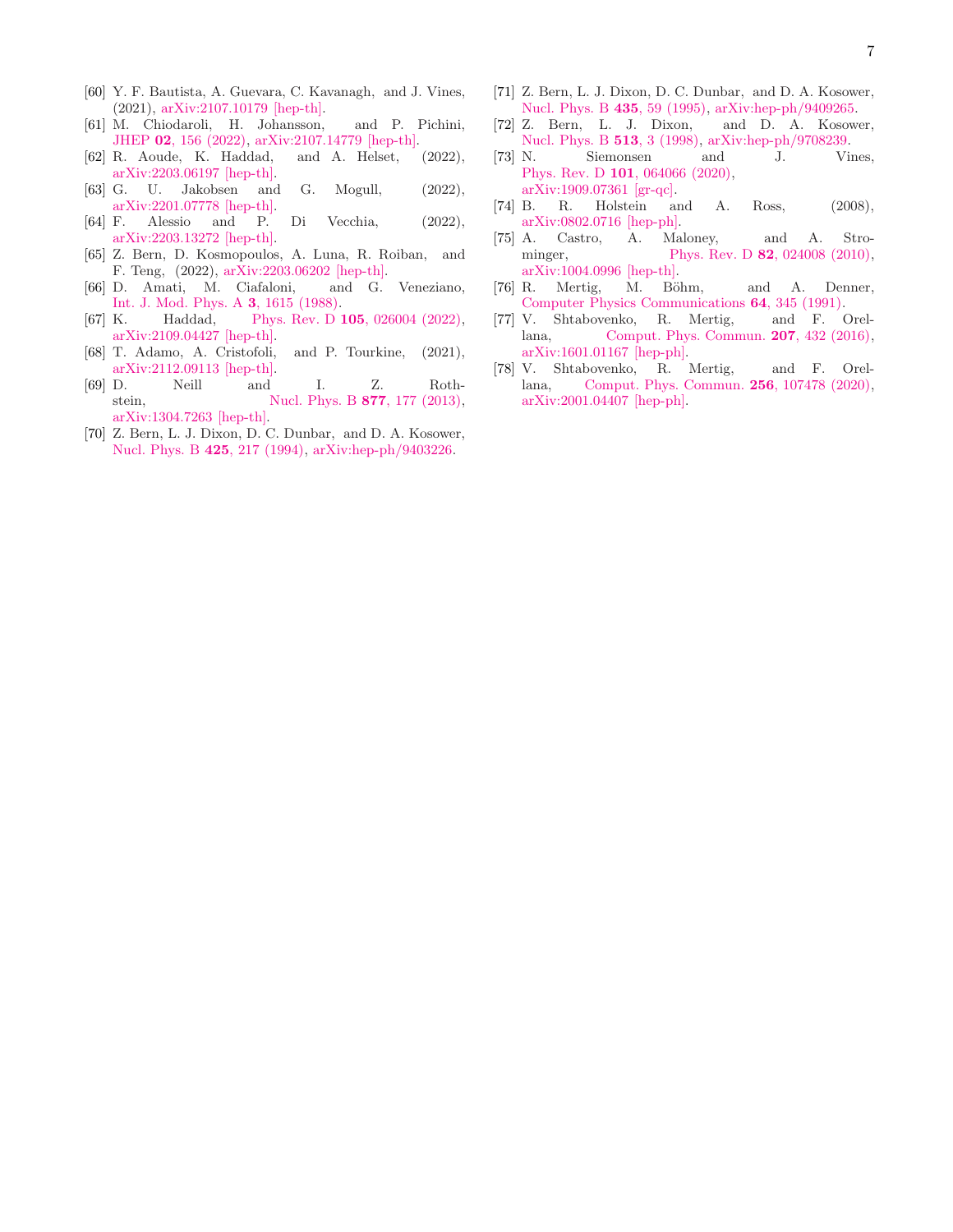[60] Y. F. Bautista, A. Guevara, C. Kavanagh, and J. Vines, (2021), arXiv:2107.10179 [hep-th].

[61] M. Chiodaroli, H. Johansson, and P. Pichini, JHEP **02**, 156 (2022), arXiv:2107.14779 [hep-th].

[62] R. Aoude, K. Haddad, and A. Helset, (2022), arXiv:2203.06197 [hep-th].

[63] G. U. Jakobsen and G. Mogull, (2022), arXiv:2201.07778 [hep-th].

[64] F. Alessio and P. Di Vecchia, (2022), arXiv:2203.13272 [hep-th].

[65] Z. Bern, D. Kosmopoulos, A. Luna, R. Roiban, and F. Teng, (2022), arXiv:2203.06202 [hep-th].

[66] D. Amati, M. Ciafaloni, and G. Veneziano, Int. J. Mod. Phys. A **3**, 1615 (1988).

[67] K. Haddad, Phys. Rev. D **105**, 026004 (2022), arXiv:2109.04427 [hep-th].

[68] T. Adamo, A. Cristofoli, and P. Tourkine, (2021), arXiv:2112.09113 [hep-th].

[69] D. Neill and I. Z. Rothstein, Nucl. Phys. B **877**, 177 (2013), arXiv:1304.7263 [hep-th].

[70] Z. Bern, L. J. Dixon, D. C. Dunbar, and D. A. Kosower, Nucl. Phys. B **425**, 217 (1994), arXiv:hep-ph/9403226.

[71] Z. Bern, L. J. Dixon, D. C. Dunbar, and D. A. Kosower, Nucl. Phys. B **435**, 59 (1995), arXiv:hep-ph/9409265.

[72] Z. Bern, L. J. Dixon, and D. A. Kosower, Nucl. Phys. B **513**, 3 (1998), arXiv:hep-ph/9708239.

[73] N. Siemonsen and J. Vines, Phys. Rev. D **101**, 064066 (2020), arXiv:1909.07361 [gr-qc].

[74] B. R. Holstein and A. Ross, (2008), arXiv:0802.0716 [hep-ph].

[75] A. Castro, A. Maloney, and A. Strominger, Phys. Rev. D **82**, 024008 (2010), arXiv:1004.0996 [hep-th].

[76] R. Mertig, M. Böhm, and A. Denner, Computer Physics Communications **64**, 345 (1991).

[77] V. Shtabovenko, R. Mertig, and F. Orellana, Comput. Phys. Commun. **207**, 432 (2016), arXiv:1601.01167 [hep-ph].

[78] V. Shtabovenko, R. Mertig, and F. Orellana, Comput. Phys. Commun. **256**, 107478 (2020), arXiv:2001.04407 [hep-ph].